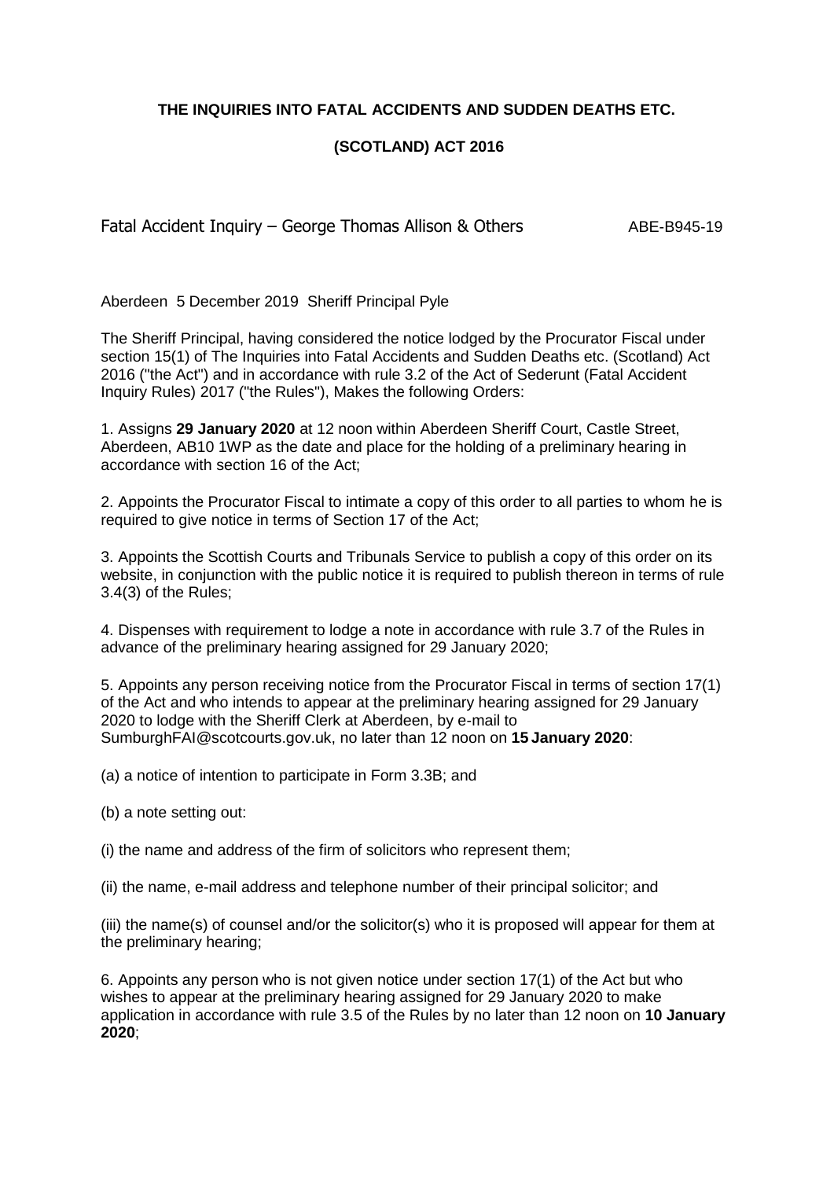**THE INQUIRIES INTO FATAL ACCIDENTS AND SUDDEN DEATHS ETC.**

**(SCOTLAND) ACT 2016**

Fatal Accident Inquiry – George Thomas Allison & Others ABE-B945-19

Aberdeen 5 December 2019 Sheriff Principal Pyle

The Sheriff Principal, having considered the notice lodged by the Procurator Fiscal under section 15(1) of The Inquiries into Fatal Accidents and Sudden Deaths etc. (Scotland) Act 2016 ("the Act") and in accordance with rule 3.2 of the Act of Sederunt (Fatal Accident Inquiry Rules) 2017 ("the Rules"), Makes the following Orders:

1. Assigns **29 January 2020** at 12 noon within Aberdeen Sheriff Court, Castle Street, Aberdeen, AB10 1WP as the date and place for the holding of a preliminary hearing in accordance with section 16 of the Act;

2. Appoints the Procurator Fiscal to intimate a copy of this order to all parties to whom he is required to give notice in terms of Section 17 of the Act;

3. Appoints the Scottish Courts and Tribunals Service to publish a copy of this order on its website, in conjunction with the public notice it is required to publish thereon in terms of rule 3.4(3) of the Rules;

4. Dispenses with requirement to lodge a note in accordance with rule 3.7 of the Rules in advance of the preliminary hearing assigned for 29 January 2020;

5. Appoints any person receiving notice from the Procurator Fiscal in terms of section 17(1) of the Act and who intends to appear at the preliminary hearing assigned for 29 January 2020 to lodge with the Sheriff Clerk at Aberdeen, by e-mail to SumburghFAI@scotcourts.gov.uk, no later than 12 noon on **15 January 2020**:

(a) a notice of intention to participate in Form 3.3B; and

(b) a note setting out:

(i) the name and address of the firm of solicitors who represent them;

(ii) the name, e-mail address and telephone number of their principal solicitor; and

(iii) the name(s) of counsel and/or the solicitor(s) who it is proposed will appear for them at the preliminary hearing;

6. Appoints any person who is not given notice under section 17(1) of the Act but who wishes to appear at the preliminary hearing assigned for 29 January 2020 to make application in accordance with rule 3.5 of the Rules by no later than 12 noon on **10 January 2020**;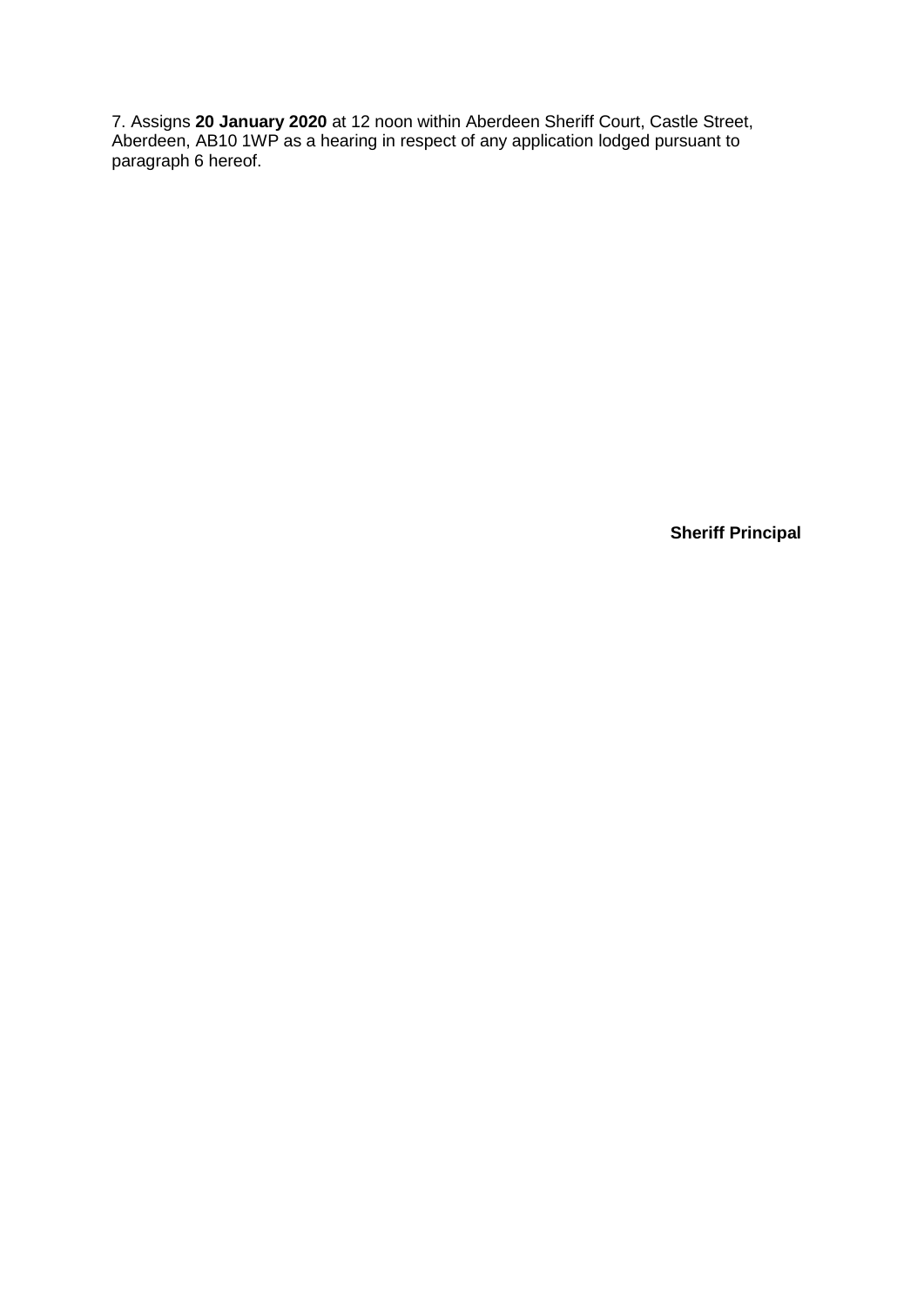7. Assigns **20 January 2020** at 12 noon within Aberdeen Sheriff Court, Castle Street, Aberdeen, AB10 1WP as a hearing in respect of any application lodged pursuant to paragraph 6 hereof.

**Sheriff Principal**